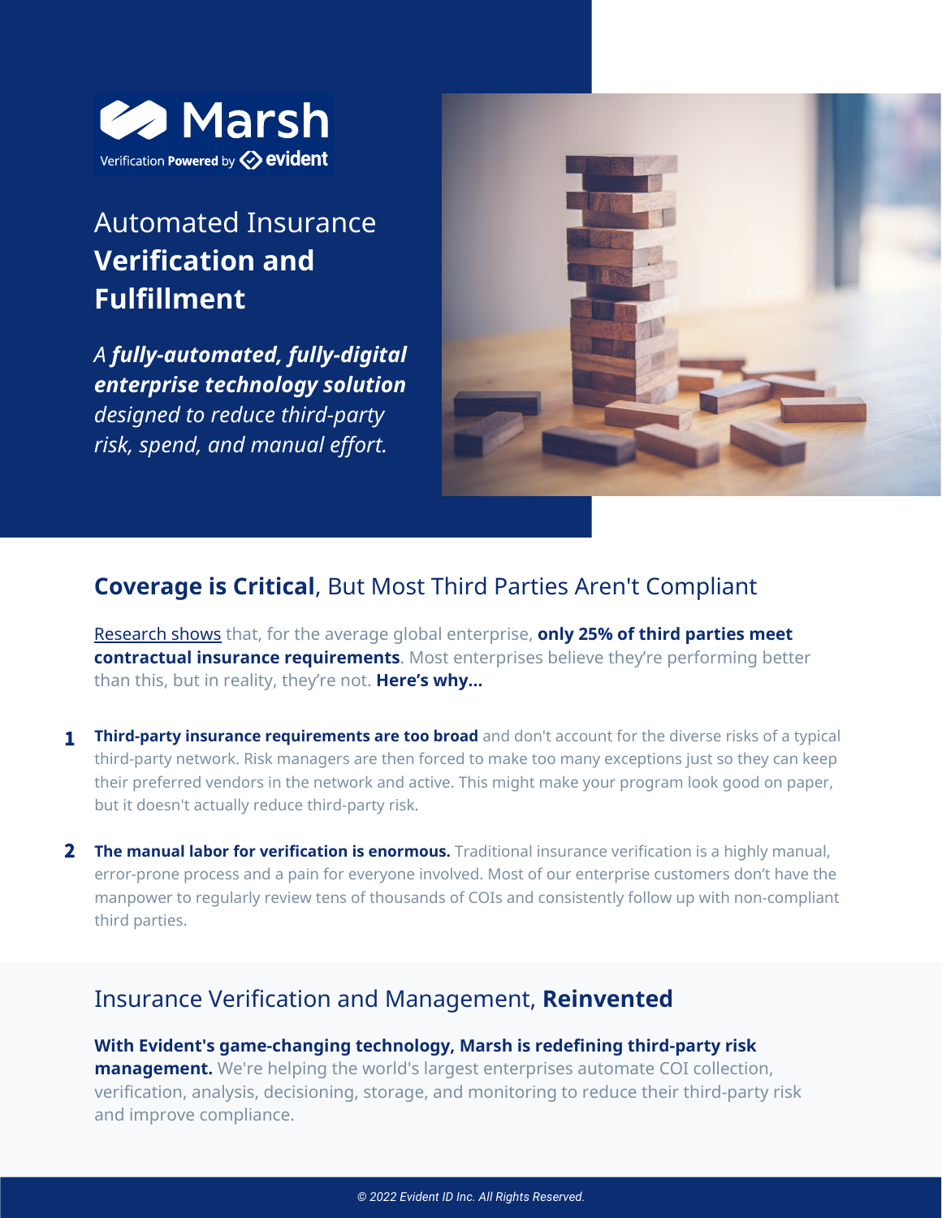**Marsh**
Verification **Powered** by **evident**

# Automated Insurance **Verification and Fulfillment**

*A **fully-automated, fully-digital enterprise technology solution** designed to reduce third-party risk, spend, and manual effort.*

## **Coverage is Critical**, But Most Third Parties Aren't Compliant

Research shows that, for the average global enterprise, **only 25% of third parties meet contractual insurance requirements**. Most enterprises believe they're performing better than this, but in reality, they're not. **Here's why...**

1. **Third-party insurance requirements are too broad** and don't account for the diverse risks of a typical third-party network. Risk managers are then forced to make too many exceptions just so they can keep their preferred vendors in the network and active. This might make your program look good on paper, but it doesn't actually reduce third-party risk.

2. **The manual labor for verification is enormous.** Traditional insurance verification is a highly manual, error-prone process and a pain for everyone involved. Most of our enterprise customers don't have the manpower to regularly review tens of thousands of COIs and consistently follow up with non-compliant third parties.

## Insurance Verification and Management, **Reinvented**

**With Evident's game-changing technology, Marsh is redefining third-party risk management.** We're helping the world's largest enterprises automate COI collection, verification, analysis, decisioning, storage, and monitoring to reduce their third-party risk and improve compliance.

*© 2022 Evident ID Inc. All Rights Reserved.*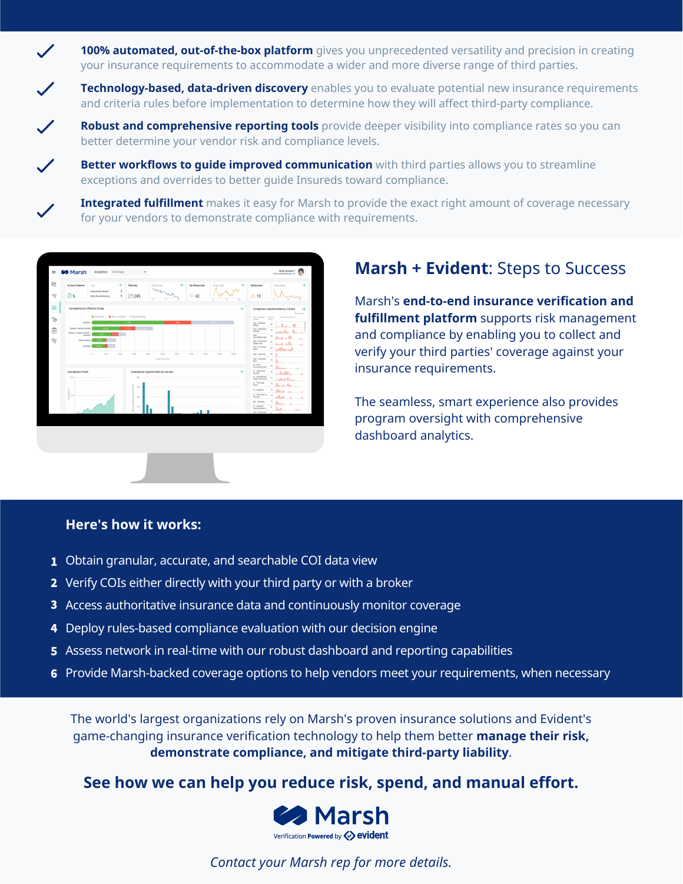- **100% automated, out-of-the-box platform** gives you unprecedented versatility and precision in creating your insurance requirements to accommodate a wider and more diverse range of third parties.
- **Technology-based, data-driven discovery** enables you to evaluate potential new insurance requirements and criteria rules before implementation to determine how they will affect third-party compliance.
- **Robust and comprehensive reporting tools** provide deeper visibility into compliance rates so you can better determine your vendor risk and compliance levels.
- **Better workflows to guide improved communication** with third parties allows you to streamline exceptions and overrides to better guide Insureds toward compliance.
- **Integrated fulfillment** makes it easy for Marsh to provide the exact right amount of coverage necessary for your vendors to demonstrate compliance with requirements.

## **Marsh + Evident**: Steps to Success

Marsh's **end-to-end insurance verification and fulfillment platform** supports risk management and compliance by enabling you to collect and verify your third parties' coverage against your insurance requirements.

The seamless, smart experience also provides program oversight with comprehensive dashboard analytics.

### Here's how it works:

1. Obtain granular, accurate, and searchable COI data view
2. Verify COIs either directly with your third party or with a broker
3. Access authoritative insurance data and continuously monitor coverage
4. Deploy rules-based compliance evaluation with our decision engine
5. Assess network in real-time with our robust dashboard and reporting capabilities
6. Provide Marsh-backed coverage options to help vendors meet your requirements, when necessary

The world's largest organizations rely on Marsh's proven insurance solutions and Evident's game-changing insurance verification technology to help them better **manage their risk, demonstrate compliance, and mitigate third-party liability**.

## **See how we can help you reduce risk, spend, and manual effort.**

Marsh

Verification Powered by evident

*Contact your Marsh rep for more details.*